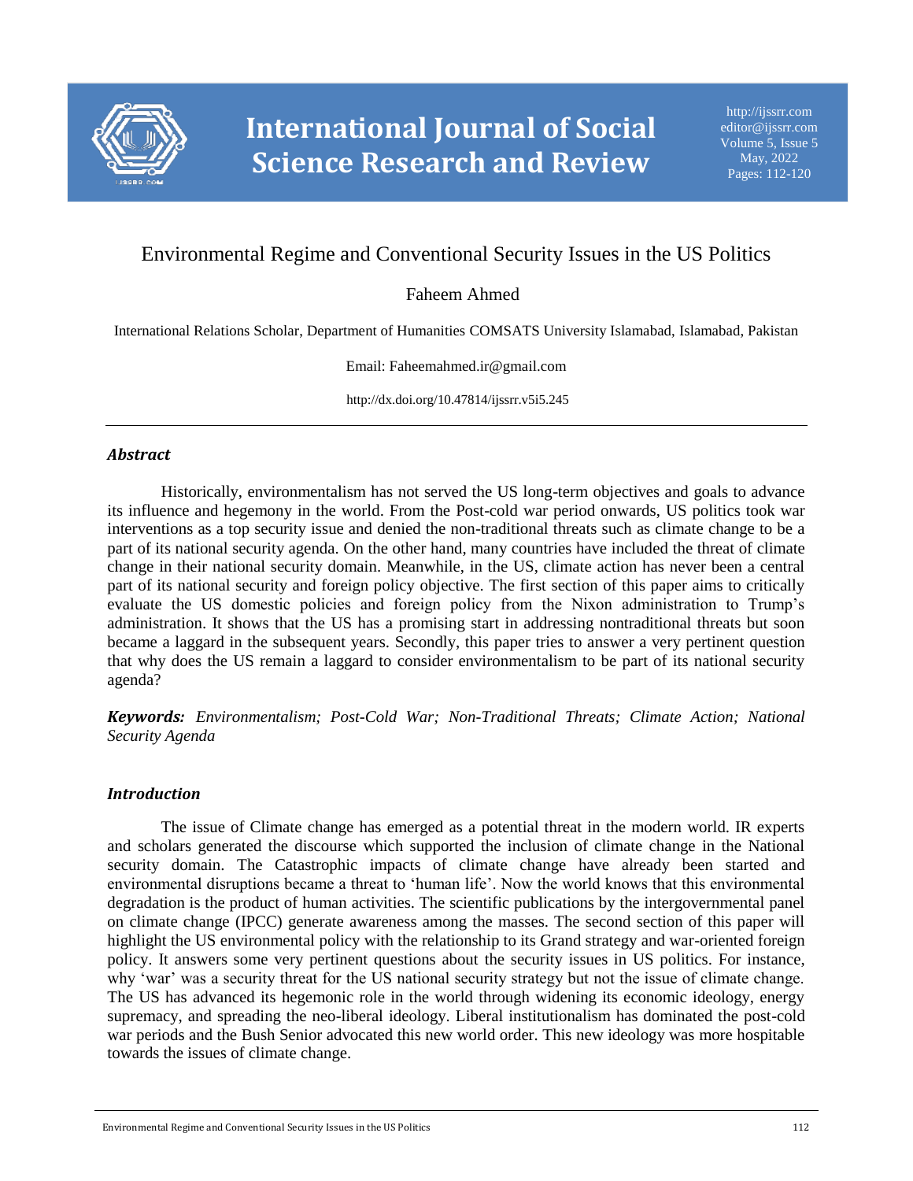# Environmental Regime and Conventional Security Issues in the US Politics

Faheem Ahmed

International Relations Scholar, Department of Humanities COMSATS University Islamabad, Islamabad, Pakistan

Email: Faheemahmed.ir@gmail.com

http://dx.doi.org/10.47814/ijssrr.v5i5.245

---

### *Abstract*

Historically, environmentalism has not served the US long-term objectives and goals to advance its influence and hegemony in the world. From the Post-cold war period onwards, US politics took war interventions as a top security issue and denied the non-traditional threats such as climate change to be a part of its national security agenda. On the other hand, many countries have included the threat of climate change in their national security domain. Meanwhile, in the US, climate action has never been a central part of its national security and foreign policy objective. The first section of this paper aims to critically evaluate the US domestic policies and foreign policy from the Nixon administration to Trump's administration. It shows that the US has a promising start in addressing nontraditional threats but soon became a laggard in the subsequent years. Secondly, this paper tries to answer a very pertinent question that why does the US remain a laggard to consider environmentalism to be part of its national security agenda?

***Keywords:*** *Environmentalism; Post-Cold War; Non-Traditional Threats; Climate Action; National Security Agenda*

### *Introduction*

The issue of Climate change has emerged as a potential threat in the modern world. IR experts and scholars generated the discourse which supported the inclusion of climate change in the National security domain. The Catastrophic impacts of climate change have already been started and environmental disruptions became a threat to 'human life'. Now the world knows that this environmental degradation is the product of human activities. The scientific publications by the intergovernmental panel on climate change (IPCC) generate awareness among the masses. The second section of this paper will highlight the US environmental policy with the relationship to its Grand strategy and war-oriented foreign policy. It answers some very pertinent questions about the security issues in US politics. For instance, why 'war' was a security threat for the US national security strategy but not the issue of climate change. The US has advanced its hegemonic role in the world through widening its economic ideology, energy supremacy, and spreading the neo-liberal ideology. Liberal institutionalism has dominated the post-cold war periods and the Bush Senior advocated this new world order. This new ideology was more hospitable towards the issues of climate change.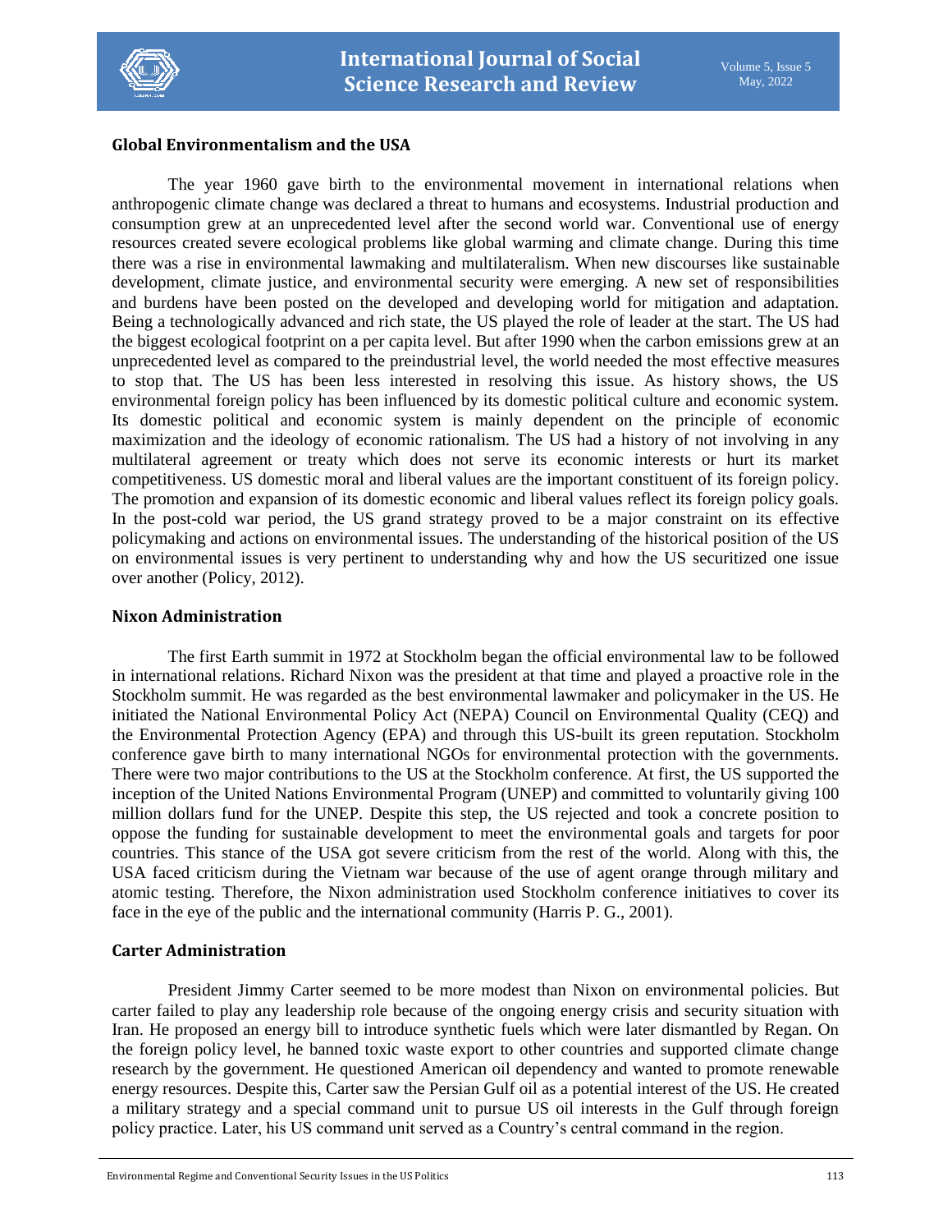## Global Environmentalism and the USA

The year 1960 gave birth to the environmental movement in international relations when anthropogenic climate change was declared a threat to humans and ecosystems. Industrial production and consumption grew at an unprecedented level after the second world war. Conventional use of energy resources created severe ecological problems like global warming and climate change. During this time there was a rise in environmental lawmaking and multilateralism. When new discourses like sustainable development, climate justice, and environmental security were emerging. A new set of responsibilities and burdens have been posted on the developed and developing world for mitigation and adaptation. Being a technologically advanced and rich state, the US played the role of leader at the start. The US had the biggest ecological footprint on a per capita level. But after 1990 when the carbon emissions grew at an unprecedented level as compared to the preindustrial level, the world needed the most effective measures to stop that. The US has been less interested in resolving this issue. As history shows, the US environmental foreign policy has been influenced by its domestic political culture and economic system. Its domestic political and economic system is mainly dependent on the principle of economic maximization and the ideology of economic rationalism. The US had a history of not involving in any multilateral agreement or treaty which does not serve its economic interests or hurt its market competitiveness. US domestic moral and liberal values are the important constituent of its foreign policy. The promotion and expansion of its domestic economic and liberal values reflect its foreign policy goals. In the post-cold war period, the US grand strategy proved to be a major constraint on its effective policymaking and actions on environmental issues. The understanding of the historical position of the US on environmental issues is very pertinent to understanding why and how the US securitized one issue over another (Policy, 2012).

## Nixon Administration

The first Earth summit in 1972 at Stockholm began the official environmental law to be followed in international relations. Richard Nixon was the president at that time and played a proactive role in the Stockholm summit. He was regarded as the best environmental lawmaker and policymaker in the US. He initiated the National Environmental Policy Act (NEPA) Council on Environmental Quality (CEQ) and the Environmental Protection Agency (EPA) and through this US-built its green reputation. Stockholm conference gave birth to many international NGOs for environmental protection with the governments. There were two major contributions to the US at the Stockholm conference. At first, the US supported the inception of the United Nations Environmental Program (UNEP) and committed to voluntarily giving 100 million dollars fund for the UNEP. Despite this step, the US rejected and took a concrete position to oppose the funding for sustainable development to meet the environmental goals and targets for poor countries. This stance of the USA got severe criticism from the rest of the world. Along with this, the USA faced criticism during the Vietnam war because of the use of agent orange through military and atomic testing. Therefore, the Nixon administration used Stockholm conference initiatives to cover its face in the eye of the public and the international community (Harris P. G., 2001).

## Carter Administration

President Jimmy Carter seemed to be more modest than Nixon on environmental policies. But carter failed to play any leadership role because of the ongoing energy crisis and security situation with Iran. He proposed an energy bill to introduce synthetic fuels which were later dismantled by Regan. On the foreign policy level, he banned toxic waste export to other countries and supported climate change research by the government. He questioned American oil dependency and wanted to promote renewable energy resources. Despite this, Carter saw the Persian Gulf oil as a potential interest of the US. He created a military strategy and a special command unit to pursue US oil interests in the Gulf through foreign policy practice. Later, his US command unit served as a Country's central command in the region.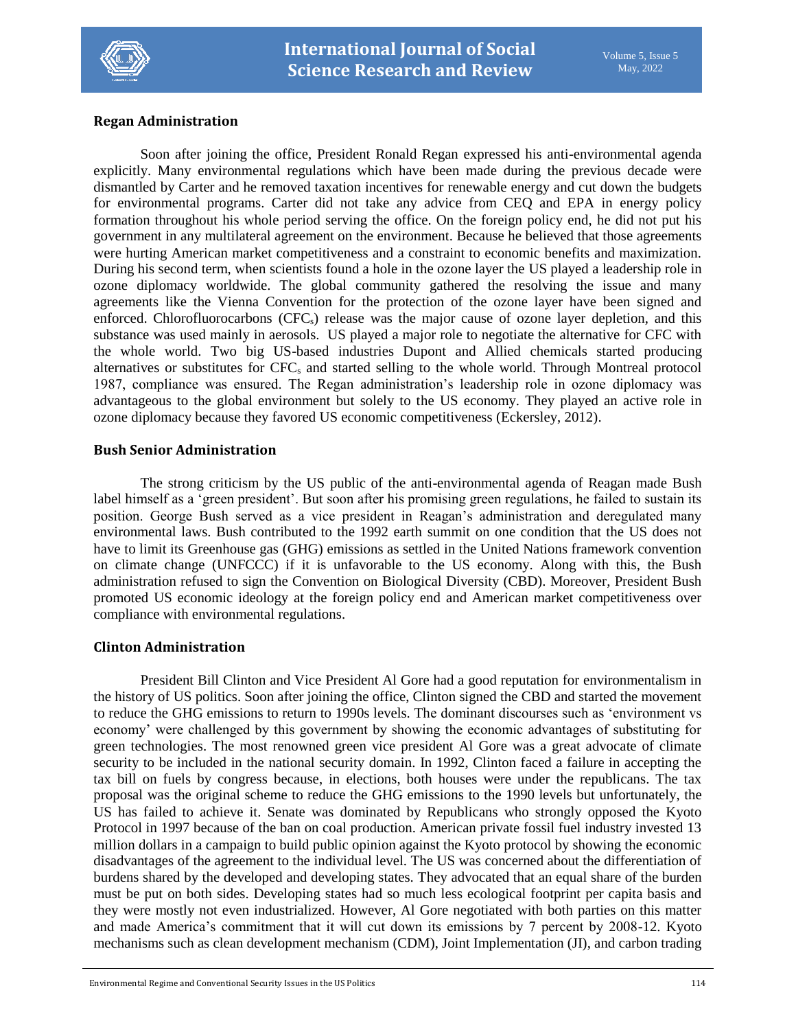## Regan Administration

Soon after joining the office, President Ronald Regan expressed his anti-environmental agenda explicitly. Many environmental regulations which have been made during the previous decade were dismantled by Carter and he removed taxation incentives for renewable energy and cut down the budgets for environmental programs. Carter did not take any advice from CEQ and EPA in energy policy formation throughout his whole period serving the office. On the foreign policy end, he did not put his government in any multilateral agreement on the environment. Because he believed that those agreements were hurting American market competitiveness and a constraint to economic benefits and maximization. During his second term, when scientists found a hole in the ozone layer the US played a leadership role in ozone diplomacy worldwide. The global community gathered the resolving the issue and many agreements like the Vienna Convention for the protection of the ozone layer have been signed and enforced. Chlorofluorocarbons ($CFC_s$) release was the major cause of ozone layer depletion, and this substance was used mainly in aerosols. US played a major role to negotiate the alternative for CFC with the whole world. Two big US-based industries Dupont and Allied chemicals started producing alternatives or substitutes for $CFC_s$ and started selling to the whole world. Through Montreal protocol 1987, compliance was ensured. The Regan administration's leadership role in ozone diplomacy was advantageous to the global environment but solely to the US economy. They played an active role in ozone diplomacy because they favored US economic competitiveness (Eckersley, 2012).

## Bush Senior Administration

The strong criticism by the US public of the anti-environmental agenda of Reagan made Bush label himself as a 'green president'. But soon after his promising green regulations, he failed to sustain its position. George Bush served as a vice president in Reagan's administration and deregulated many environmental laws. Bush contributed to the 1992 earth summit on one condition that the US does not have to limit its Greenhouse gas (GHG) emissions as settled in the United Nations framework convention on climate change (UNFCCC) if it is unfavorable to the US economy. Along with this, the Bush administration refused to sign the Convention on Biological Diversity (CBD). Moreover, President Bush promoted US economic ideology at the foreign policy end and American market competitiveness over compliance with environmental regulations.

## Clinton Administration

President Bill Clinton and Vice President Al Gore had a good reputation for environmentalism in the history of US politics. Soon after joining the office, Clinton signed the CBD and started the movement to reduce the GHG emissions to return to 1990s levels. The dominant discourses such as 'environment vs economy' were challenged by this government by showing the economic advantages of substituting for green technologies. The most renowned green vice president Al Gore was a great advocate of climate security to be included in the national security domain. In 1992, Clinton faced a failure in accepting the tax bill on fuels by congress because, in elections, both houses were under the republicans. The tax proposal was the original scheme to reduce the GHG emissions to the 1990 levels but unfortunately, the US has failed to achieve it. Senate was dominated by Republicans who strongly opposed the Kyoto Protocol in 1997 because of the ban on coal production. American private fossil fuel industry invested 13 million dollars in a campaign to build public opinion against the Kyoto protocol by showing the economic disadvantages of the agreement to the individual level. The US was concerned about the differentiation of burdens shared by the developed and developing states. They advocated that an equal share of the burden must be put on both sides. Developing states had so much less ecological footprint per capita basis and they were mostly not even industrialized. However, Al Gore negotiated with both parties on this matter and made America's commitment that it will cut down its emissions by 7 percent by 2008-12. Kyoto mechanisms such as clean development mechanism (CDM), Joint Implementation (JI), and carbon trading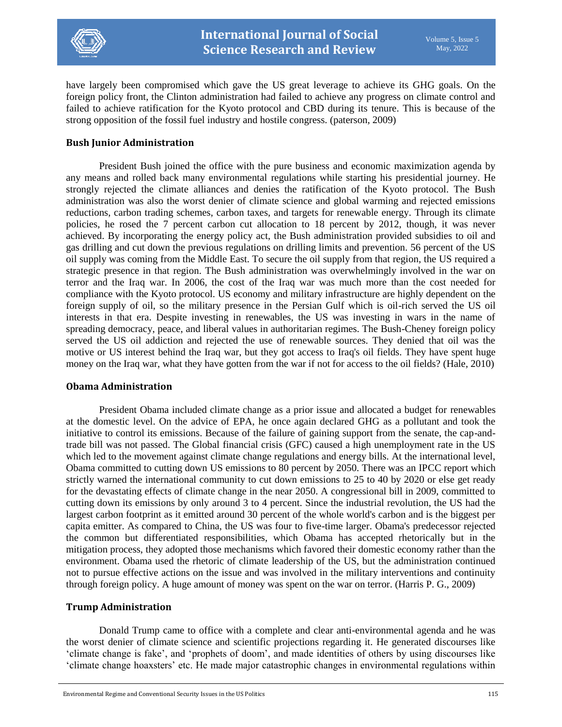have largely been compromised which gave the US great leverage to achieve its GHG goals. On the foreign policy front, the Clinton administration had failed to achieve any progress on climate control and failed to achieve ratification for the Kyoto protocol and CBD during its tenure. This is because of the strong opposition of the fossil fuel industry and hostile congress. (paterson, 2009)

### Bush Junior Administration

President Bush joined the office with the pure business and economic maximization agenda by any means and rolled back many environmental regulations while starting his presidential journey. He strongly rejected the climate alliances and denies the ratification of the Kyoto protocol. The Bush administration was also the worst denier of climate science and global warming and rejected emissions reductions, carbon trading schemes, carbon taxes, and targets for renewable energy. Through its climate policies, he rosed the 7 percent carbon cut allocation to 18 percent by 2012, though, it was never achieved. By incorporating the energy policy act, the Bush administration provided subsidies to oil and gas drilling and cut down the previous regulations on drilling limits and prevention. 56 percent of the US oil supply was coming from the Middle East. To secure the oil supply from that region, the US required a strategic presence in that region. The Bush administration was overwhelmingly involved in the war on terror and the Iraq war. In 2006, the cost of the Iraq war was much more than the cost needed for compliance with the Kyoto protocol. US economy and military infrastructure are highly dependent on the foreign supply of oil, so the military presence in the Persian Gulf which is oil-rich served the US oil interests in that era. Despite investing in renewables, the US was investing in wars in the name of spreading democracy, peace, and liberal values in authoritarian regimes. The Bush-Cheney foreign policy served the US oil addiction and rejected the use of renewable sources. They denied that oil was the motive or US interest behind the Iraq war, but they got access to Iraq's oil fields. They have spent huge money on the Iraq war, what they have gotten from the war if not for access to the oil fields? (Hale, 2010)

### Obama Administration

President Obama included climate change as a prior issue and allocated a budget for renewables at the domestic level. On the advice of EPA, he once again declared GHG as a pollutant and took the initiative to control its emissions. Because of the failure of gaining support from the senate, the cap-and-trade bill was not passed. The Global financial crisis (GFC) caused a high unemployment rate in the US which led to the movement against climate change regulations and energy bills. At the international level, Obama committed to cutting down US emissions to 80 percent by 2050. There was an IPCC report which strictly warned the international community to cut down emissions to 25 to 40 by 2020 or else get ready for the devastating effects of climate change in the near 2050. A congressional bill in 2009, committed to cutting down its emissions by only around 3 to 4 percent. Since the industrial revolution, the US had the largest carbon footprint as it emitted around 30 percent of the whole world's carbon and is the biggest per capita emitter. As compared to China, the US was four to five-time larger. Obama's predecessor rejected the common but differentiated responsibilities, which Obama has accepted rhetorically but in the mitigation process, they adopted those mechanisms which favored their domestic economy rather than the environment. Obama used the rhetoric of climate leadership of the US, but the administration continued not to pursue effective actions on the issue and was involved in the military interventions and continuity through foreign policy. A huge amount of money was spent on the war on terror. (Harris P. G., 2009)

### Trump Administration

Donald Trump came to office with a complete and clear anti-environmental agenda and he was the worst denier of climate science and scientific projections regarding it. He generated discourses like 'climate change is fake', and 'prophets of doom', and made identities of others by using discourses like 'climate change hoaxsters' etc. He made major catastrophic changes in environmental regulations within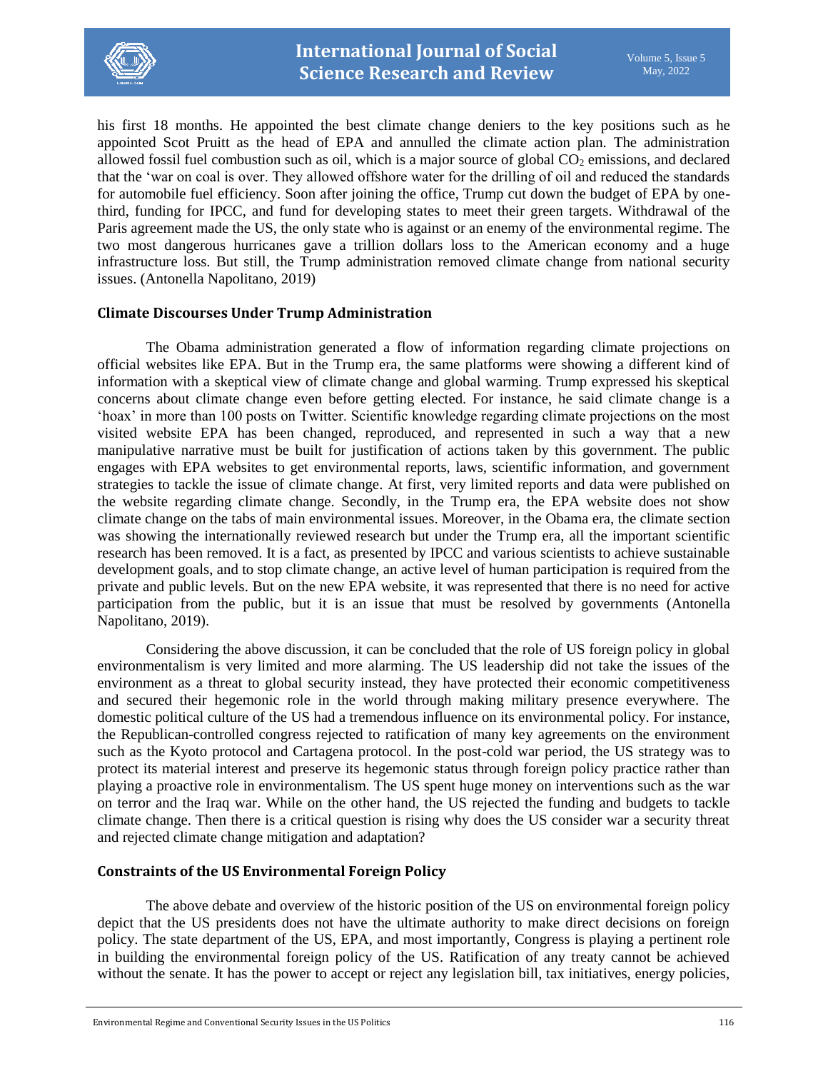his first 18 months. He appointed the best climate change deniers to the key positions such as he appointed Scot Pruitt as the head of EPA and annulled the climate action plan. The administration allowed fossil fuel combustion such as oil, which is a major source of global $CO_2$ emissions, and declared that the 'war on coal is over. They allowed offshore water for the drilling of oil and reduced the standards for automobile fuel efficiency. Soon after joining the office, Trump cut down the budget of EPA by one-third, funding for IPCC, and fund for developing states to meet their green targets. Withdrawal of the Paris agreement made the US, the only state who is against or an enemy of the environmental regime. The two most dangerous hurricanes gave a trillion dollars loss to the American economy and a huge infrastructure loss. But still, the Trump administration removed climate change from national security issues. (Antonella Napolitano, 2019)

## Climate Discourses Under Trump Administration

The Obama administration generated a flow of information regarding climate projections on official websites like EPA. But in the Trump era, the same platforms were showing a different kind of information with a skeptical view of climate change and global warming. Trump expressed his skeptical concerns about climate change even before getting elected. For instance, he said climate change is a 'hoax' in more than 100 posts on Twitter. Scientific knowledge regarding climate projections on the most visited website EPA has been changed, reproduced, and represented in such a way that a new manipulative narrative must be built for justification of actions taken by this government. The public engages with EPA websites to get environmental reports, laws, scientific information, and government strategies to tackle the issue of climate change. At first, very limited reports and data were published on the website regarding climate change. Secondly, in the Trump era, the EPA website does not show climate change on the tabs of main environmental issues. Moreover, in the Obama era, the climate section was showing the internationally reviewed research but under the Trump era, all the important scientific research has been removed. It is a fact, as presented by IPCC and various scientists to achieve sustainable development goals, and to stop climate change, an active level of human participation is required from the private and public levels. But on the new EPA website, it was represented that there is no need for active participation from the public, but it is an issue that must be resolved by governments (Antonella Napolitano, 2019).

Considering the above discussion, it can be concluded that the role of US foreign policy in global environmentalism is very limited and more alarming. The US leadership did not take the issues of the environment as a threat to global security instead, they have protected their economic competitiveness and secured their hegemonic role in the world through making military presence everywhere. The domestic political culture of the US had a tremendous influence on its environmental policy. For instance, the Republican-controlled congress rejected to ratification of many key agreements on the environment such as the Kyoto protocol and Cartagena protocol. In the post-cold war period, the US strategy was to protect its material interest and preserve its hegemonic status through foreign policy practice rather than playing a proactive role in environmentalism. The US spent huge money on interventions such as the war on terror and the Iraq war. While on the other hand, the US rejected the funding and budgets to tackle climate change. Then there is a critical question is rising why does the US consider war a security threat and rejected climate change mitigation and adaptation?

## Constraints of the US Environmental Foreign Policy

The above debate and overview of the historic position of the US on environmental foreign policy depict that the US presidents does not have the ultimate authority to make direct decisions on foreign policy. The state department of the US, EPA, and most importantly, Congress is playing a pertinent role in building the environmental foreign policy of the US. Ratification of any treaty cannot be achieved without the senate. It has the power to accept or reject any legislation bill, tax initiatives, energy policies,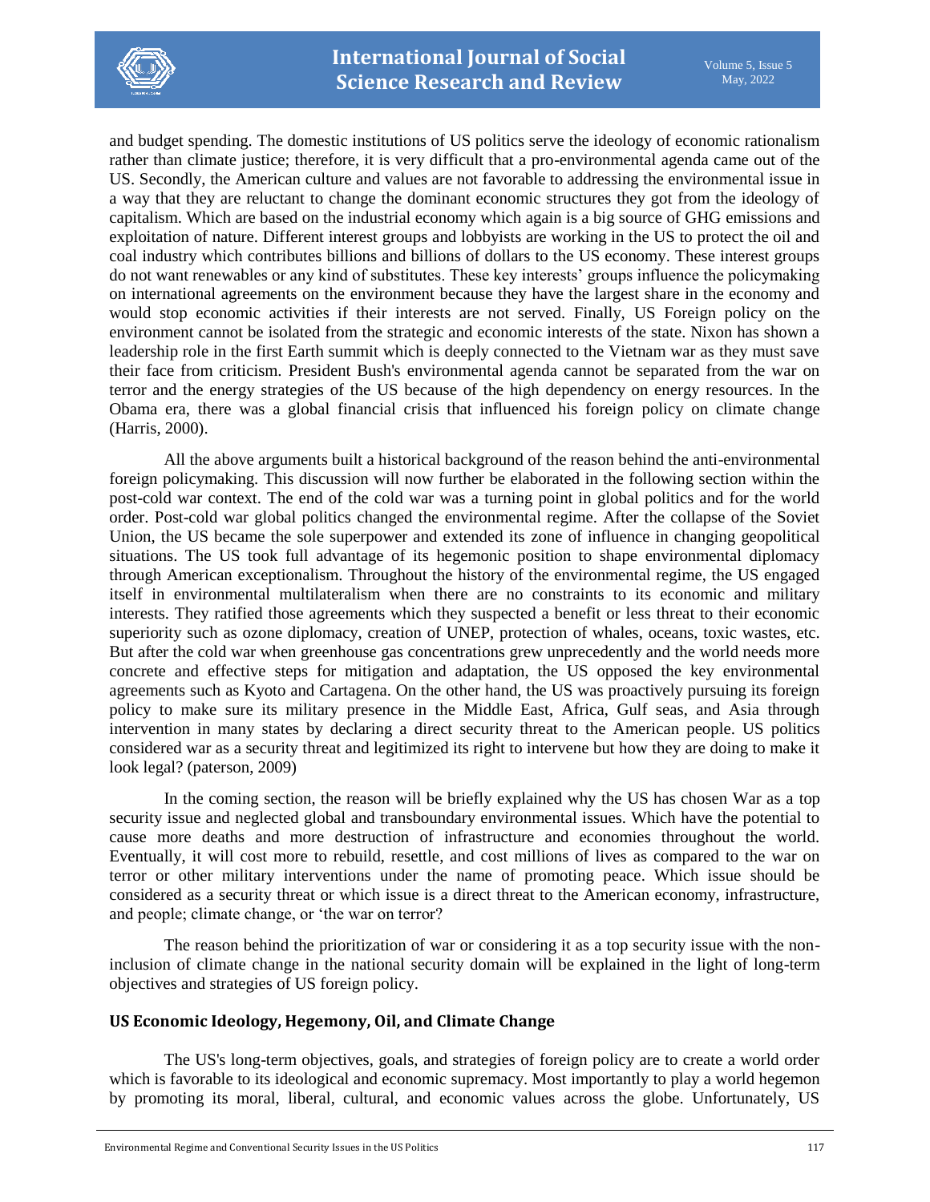and budget spending. The domestic institutions of US politics serve the ideology of economic rationalism rather than climate justice; therefore, it is very difficult that a pro-environmental agenda came out of the US. Secondly, the American culture and values are not favorable to addressing the environmental issue in a way that they are reluctant to change the dominant economic structures they got from the ideology of capitalism. Which are based on the industrial economy which again is a big source of GHG emissions and exploitation of nature. Different interest groups and lobbyists are working in the US to protect the oil and coal industry which contributes billions and billions of dollars to the US economy. These interest groups do not want renewables or any kind of substitutes. These key interests' groups influence the policymaking on international agreements on the environment because they have the largest share in the economy and would stop economic activities if their interests are not served. Finally, US Foreign policy on the environment cannot be isolated from the strategic and economic interests of the state. Nixon has shown a leadership role in the first Earth summit which is deeply connected to the Vietnam war as they must save their face from criticism. President Bush's environmental agenda cannot be separated from the war on terror and the energy strategies of the US because of the high dependency on energy resources. In the Obama era, there was a global financial crisis that influenced his foreign policy on climate change (Harris, 2000).

All the above arguments built a historical background of the reason behind the anti-environmental foreign policymaking. This discussion will now further be elaborated in the following section within the post-cold war context. The end of the cold war was a turning point in global politics and for the world order. Post-cold war global politics changed the environmental regime. After the collapse of the Soviet Union, the US became the sole superpower and extended its zone of influence in changing geopolitical situations. The US took full advantage of its hegemonic position to shape environmental diplomacy through American exceptionalism. Throughout the history of the environmental regime, the US engaged itself in environmental multilateralism when there are no constraints to its economic and military interests. They ratified those agreements which they suspected a benefit or less threat to their economic superiority such as ozone diplomacy, creation of UNEP, protection of whales, oceans, toxic wastes, etc. But after the cold war when greenhouse gas concentrations grew unprecedentedly and the world needs more concrete and effective steps for mitigation and adaptation, the US opposed the key environmental agreements such as Kyoto and Cartagena. On the other hand, the US was proactively pursuing its foreign policy to make sure its military presence in the Middle East, Africa, Gulf seas, and Asia through intervention in many states by declaring a direct security threat to the American people. US politics considered war as a security threat and legitimized its right to intervene but how they are doing to make it look legal? (paterson, 2009)

In the coming section, the reason will be briefly explained why the US has chosen War as a top security issue and neglected global and transboundary environmental issues. Which have the potential to cause more deaths and more destruction of infrastructure and economies throughout the world. Eventually, it will cost more to rebuild, resettle, and cost millions of lives as compared to the war on terror or other military interventions under the name of promoting peace. Which issue should be considered as a security threat or which issue is a direct threat to the American economy, infrastructure, and people; climate change, or 'the war on terror?

The reason behind the prioritization of war or considering it as a top security issue with the non-inclusion of climate change in the national security domain will be explained in the light of long-term objectives and strategies of US foreign policy.

## US Economic Ideology, Hegemony, Oil, and Climate Change

The US's long-term objectives, goals, and strategies of foreign policy are to create a world order which is favorable to its ideological and economic supremacy. Most importantly to play a world hegemon by promoting its moral, liberal, cultural, and economic values across the globe. Unfortunately, US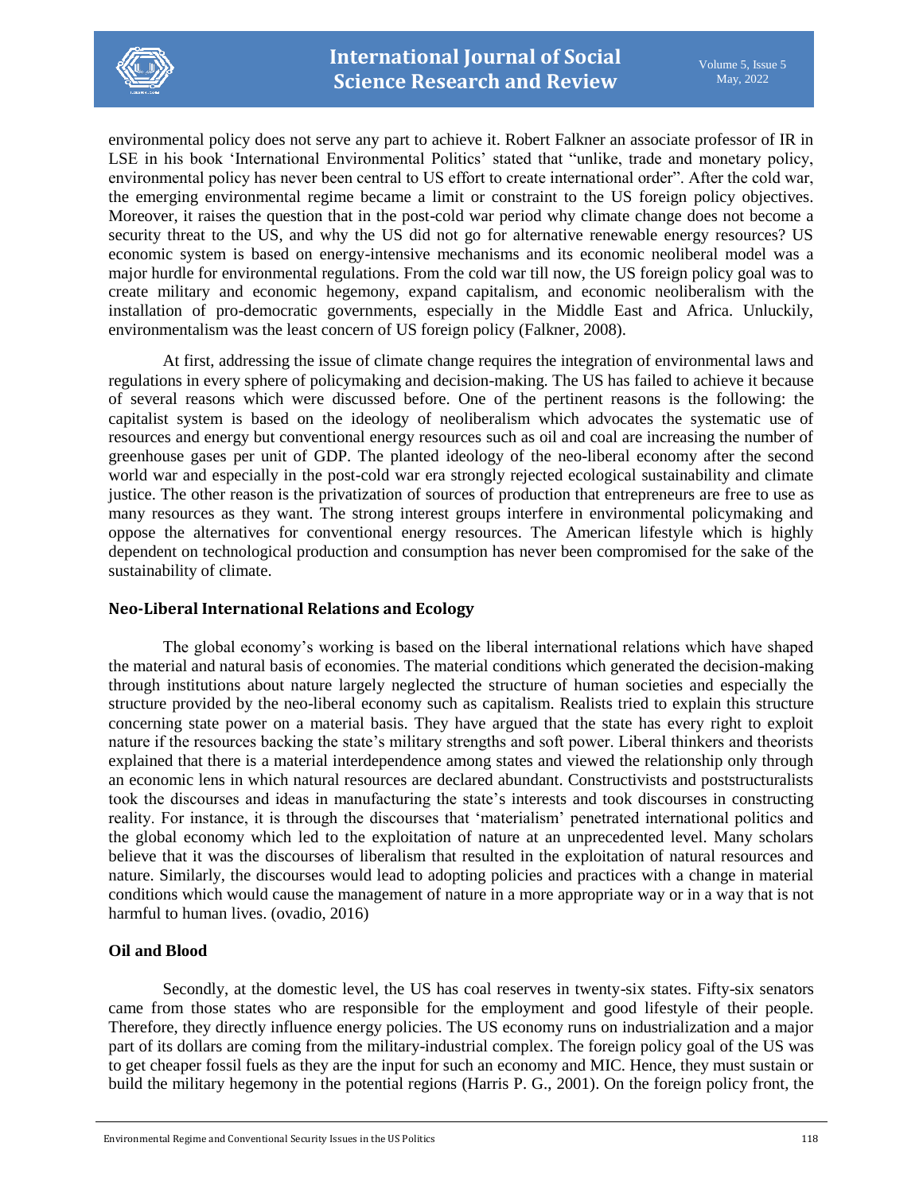environmental policy does not serve any part to achieve it. Robert Falkner an associate professor of IR in LSE in his book 'International Environmental Politics' stated that "unlike, trade and monetary policy, environmental policy has never been central to US effort to create international order". After the cold war, the emerging environmental regime became a limit or constraint to the US foreign policy objectives. Moreover, it raises the question that in the post-cold war period why climate change does not become a security threat to the US, and why the US did not go for alternative renewable energy resources? US economic system is based on energy-intensive mechanisms and its economic neoliberal model was a major hurdle for environmental regulations. From the cold war till now, the US foreign policy goal was to create military and economic hegemony, expand capitalism, and economic neoliberalism with the installation of pro-democratic governments, especially in the Middle East and Africa. Unluckily, environmentalism was the least concern of US foreign policy (Falkner, 2008).

At first, addressing the issue of climate change requires the integration of environmental laws and regulations in every sphere of policymaking and decision-making. The US has failed to achieve it because of several reasons which were discussed before. One of the pertinent reasons is the following: the capitalist system is based on the ideology of neoliberalism which advocates the systematic use of resources and energy but conventional energy resources such as oil and coal are increasing the number of greenhouse gases per unit of GDP. The planted ideology of the neo-liberal economy after the second world war and especially in the post-cold war era strongly rejected ecological sustainability and climate justice. The other reason is the privatization of sources of production that entrepreneurs are free to use as many resources as they want. The strong interest groups interfere in environmental policymaking and oppose the alternatives for conventional energy resources. The American lifestyle which is highly dependent on technological production and consumption has never been compromised for the sake of the sustainability of climate.

## Neo-Liberal International Relations and Ecology

The global economy's working is based on the liberal international relations which have shaped the material and natural basis of economies. The material conditions which generated the decision-making through institutions about nature largely neglected the structure of human societies and especially the structure provided by the neo-liberal economy such as capitalism. Realists tried to explain this structure concerning state power on a material basis. They have argued that the state has every right to exploit nature if the resources backing the state's military strengths and soft power. Liberal thinkers and theorists explained that there is a material interdependence among states and viewed the relationship only through an economic lens in which natural resources are declared abundant. Constructivists and poststructuralists took the discourses and ideas in manufacturing the state's interests and took discourses in constructing reality. For instance, it is through the discourses that 'materialism' penetrated international politics and the global economy which led to the exploitation of nature at an unprecedented level. Many scholars believe that it was the discourses of liberalism that resulted in the exploitation of natural resources and nature. Similarly, the discourses would lead to adopting policies and practices with a change in material conditions which would cause the management of nature in a more appropriate way or in a way that is not harmful to human lives. (ovadio, 2016)

## Oil and Blood

Secondly, at the domestic level, the US has coal reserves in twenty-six states. Fifty-six senators came from those states who are responsible for the employment and good lifestyle of their people. Therefore, they directly influence energy policies. The US economy runs on industrialization and a major part of its dollars are coming from the military-industrial complex. The foreign policy goal of the US was to get cheaper fossil fuels as they are the input for such an economy and MIC. Hence, they must sustain or build the military hegemony in the potential regions (Harris P. G., 2001). On the foreign policy front, the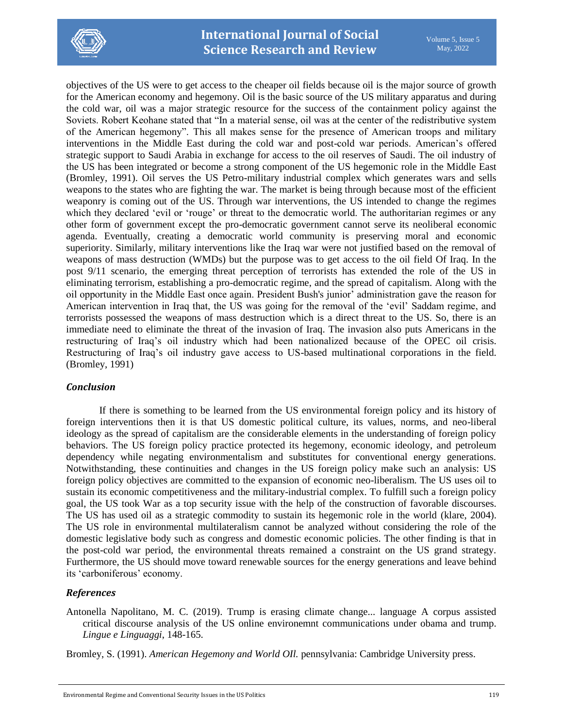objectives of the US were to get access to the cheaper oil fields because oil is the major source of growth for the American economy and hegemony. Oil is the basic source of the US military apparatus and during the cold war, oil was a major strategic resource for the success of the containment policy against the Soviets. Robert Keohane stated that "In a material sense, oil was at the center of the redistributive system of the American hegemony". This all makes sense for the presence of American troops and military interventions in the Middle East during the cold war and post-cold war periods. American's offered strategic support to Saudi Arabia in exchange for access to the oil reserves of Saudi. The oil industry of the US has been integrated or become a strong component of the US hegemonic role in the Middle East (Bromley, 1991). Oil serves the US Petro-military industrial complex which generates wars and sells weapons to the states who are fighting the war. The market is being through because most of the efficient weaponry is coming out of the US. Through war interventions, the US intended to change the regimes which they declared 'evil or 'rouge' or threat to the democratic world. The authoritarian regimes or any other form of government except the pro-democratic government cannot serve its neoliberal economic agenda. Eventually, creating a democratic world community is preserving moral and economic superiority. Similarly, military interventions like the Iraq war were not justified based on the removal of weapons of mass destruction (WMDs) but the purpose was to get access to the oil field Of Iraq. In the post 9/11 scenario, the emerging threat perception of terrorists has extended the role of the US in eliminating terrorism, establishing a pro-democratic regime, and the spread of capitalism. Along with the oil opportunity in the Middle East once again. President Bush's junior' administration gave the reason for American intervention in Iraq that, the US was going for the removal of the 'evil' Saddam regime, and terrorists possessed the weapons of mass destruction which is a direct threat to the US. So, there is an immediate need to eliminate the threat of the invasion of Iraq. The invasion also puts Americans in the restructuring of Iraq's oil industry which had been nationalized because of the OPEC oil crisis. Restructuring of Iraq's oil industry gave access to US-based multinational corporations in the field. (Bromley, 1991)

### *Conclusion*

If there is something to be learned from the US environmental foreign policy and its history of foreign interventions then it is that US domestic political culture, its values, norms, and neo-liberal ideology as the spread of capitalism are the considerable elements in the understanding of foreign policy behaviors. The US foreign policy practice protected its hegemony, economic ideology, and petroleum dependency while negating environmentalism and substitutes for conventional energy generations. Notwithstanding, these continuities and changes in the US foreign policy make such an analysis: US foreign policy objectives are committed to the expansion of economic neo-liberalism. The US uses oil to sustain its economic competitiveness and the military-industrial complex. To fulfill such a foreign policy goal, the US took War as a top security issue with the help of the construction of favorable discourses. The US has used oil as a strategic commodity to sustain its hegemonic role in the world (klare, 2004). The US role in environmental multilateralism cannot be analyzed without considering the role of the domestic legislative body such as congress and domestic economic policies. The other finding is that in the post-cold war period, the environmental threats remained a constraint on the US grand strategy. Furthermore, the US should move toward renewable sources for the energy generations and leave behind its 'carboniferous' economy.

### *References*

Antonella Napolitano, M. C. (2019). Trump is erasing climate change... language A corpus assisted critical discourse analysis of the US online environemnt communications under obama and trump. *Lingue e Linguaggi*, 148-165.

Bromley, S. (1991). *American Hegemony and World OIl.* pennsylvania: Cambridge University press.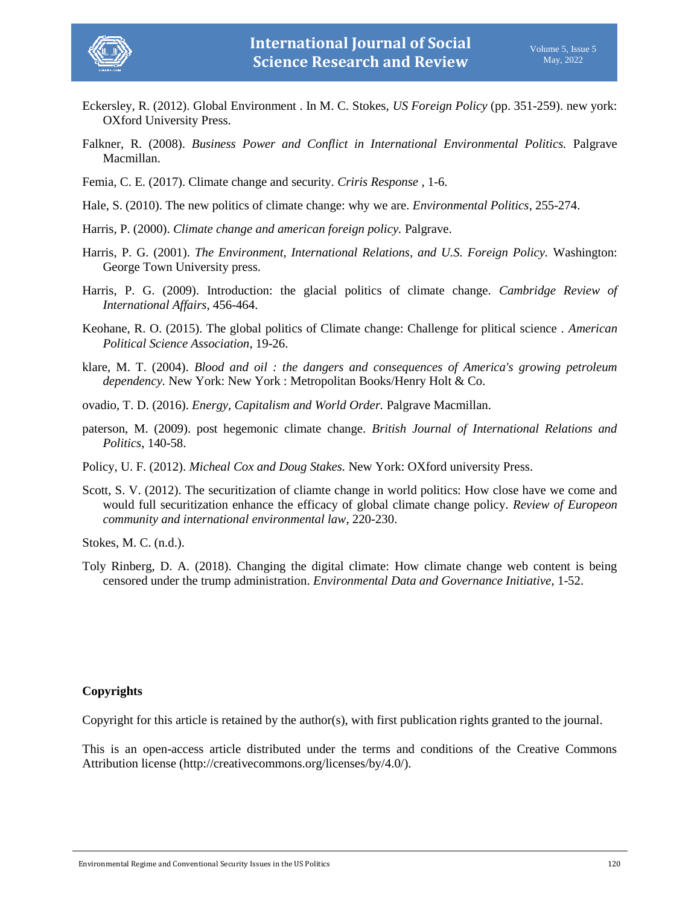Eckersley, R. (2012). Global Environment . In M. C. Stokes, *US Foreign Policy* (pp. 351-259). new york: OXford University Press.

Falkner, R. (2008). *Business Power and Conflict in International Environmental Politics.* Palgrave Macmillan.

Femia, C. E. (2017). Climate change and security. *Criris Response* , 1-6.

Hale, S. (2010). The new politics of climate change: why we are. *Environmental Politics*, 255-274.

Harris, P. (2000). *Climate change and american foreign policy.* Palgrave.

Harris, P. G. (2001). *The Environment, International Relations, and U.S. Foreign Policy.* Washington: George Town University press.

Harris, P. G. (2009). Introduction: the glacial politics of climate change. *Cambridge Review of International Affairs*, 456-464.

Keohane, R. O. (2015). The global politics of Climate change: Challenge for plitical science . *American Political Science Association*, 19-26.

klare, M. T. (2004). *Blood and oil : the dangers and consequences of America's growing petroleum dependency.* New York: New York : Metropolitan Books/Henry Holt & Co.

ovadio, T. D. (2016). *Energy, Capitalism and World Order.* Palgrave Macmillan.

paterson, M. (2009). post hegemonic climate change. *British Journal of International Relations and Politics*, 140-58.

Policy, U. F. (2012). *Micheal Cox and Doug Stakes.* New York: OXford university Press.

Scott, S. V. (2012). The securitization of cliamte change in world politics: How close have we come and would full securitization enhance the efficacy of global climate change policy. *Review of Europeon community and international environmental law*, 220-230.

Stokes, M. C. (n.d.).

Toly Rinberg, D. A. (2018). Changing the digital climate: How climate change web content is being censored under the trump administration. *Environmental Data and Governance Initiative*, 1-52.

**Copyrights**

Copyright for this article is retained by the author(s), with first publication rights granted to the journal.

This is an open-access article distributed under the terms and conditions of the Creative Commons Attribution license (http://creativecommons.org/licenses/by/4.0/).